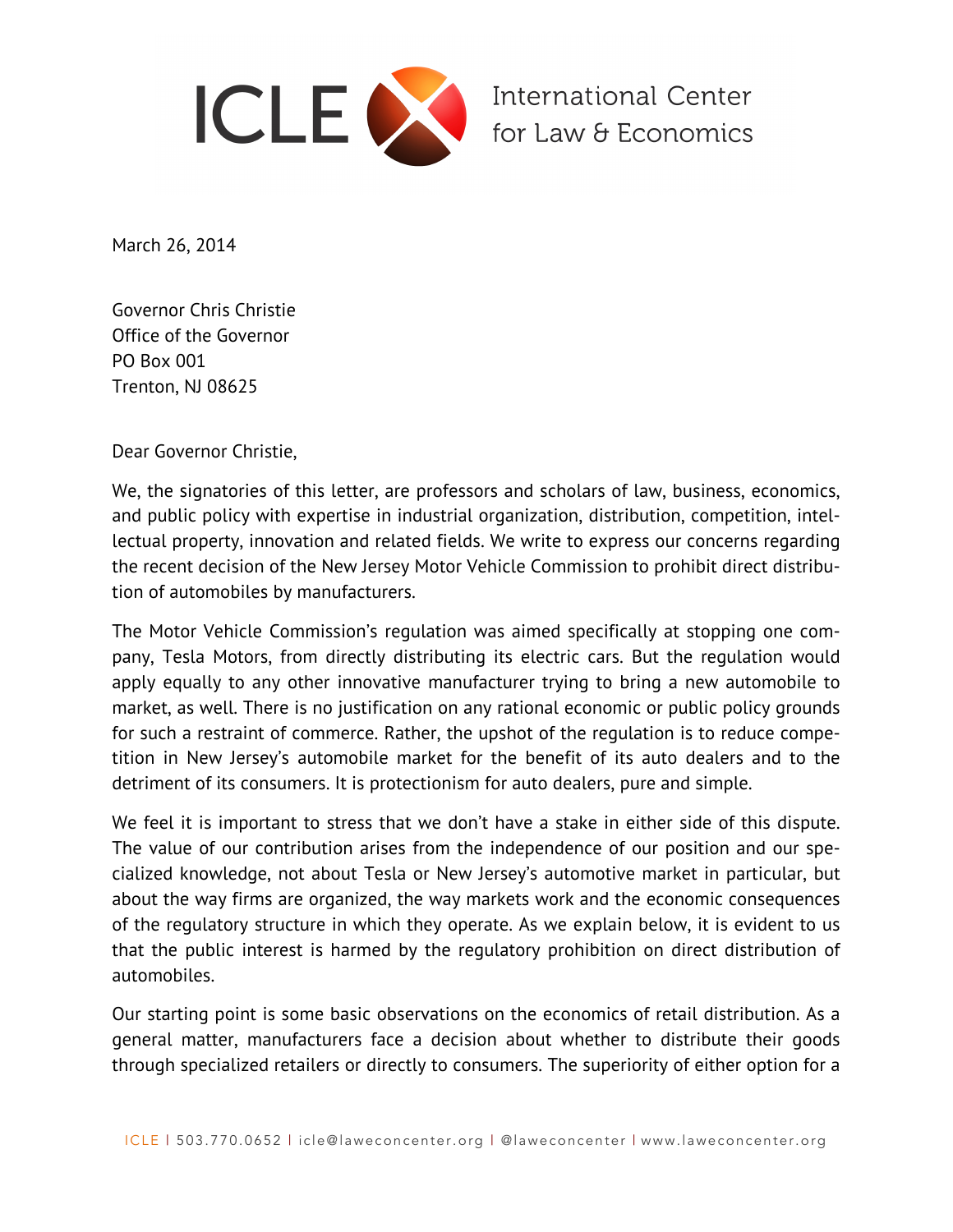ICLE International Center for Law & Economics

March 26, 2014

Governor Chris Christie
Office of the Governor
PO Box 001
Trenton, NJ 08625

Dear Governor Christie,

We, the signatories of this letter, are professors and scholars of law, business, economics, and public policy with expertise in industrial organization, distribution, competition, intellectual property, innovation and related fields. We write to express our concerns regarding the recent decision of the New Jersey Motor Vehicle Commission to prohibit direct distribution of automobiles by manufacturers.

The Motor Vehicle Commission's regulation was aimed specifically at stopping one company, Tesla Motors, from directly distributing its electric cars. But the regulation would apply equally to any other innovative manufacturer trying to bring a new automobile to market, as well. There is no justification on any rational economic or public policy grounds for such a restraint of commerce. Rather, the upshot of the regulation is to reduce competition in New Jersey's automobile market for the benefit of its auto dealers and to the detriment of its consumers. It is protectionism for auto dealers, pure and simple.

We feel it is important to stress that we don't have a stake in either side of this dispute. The value of our contribution arises from the independence of our position and our specialized knowledge, not about Tesla or New Jersey's automotive market in particular, but about the way firms are organized, the way markets work and the economic consequences of the regulatory structure in which they operate. As we explain below, it is evident to us that the public interest is harmed by the regulatory prohibition on direct distribution of automobiles.

Our starting point is some basic observations on the economics of retail distribution. As a general matter, manufacturers face a decision about whether to distribute their goods through specialized retailers or directly to consumers. The superiority of either option for a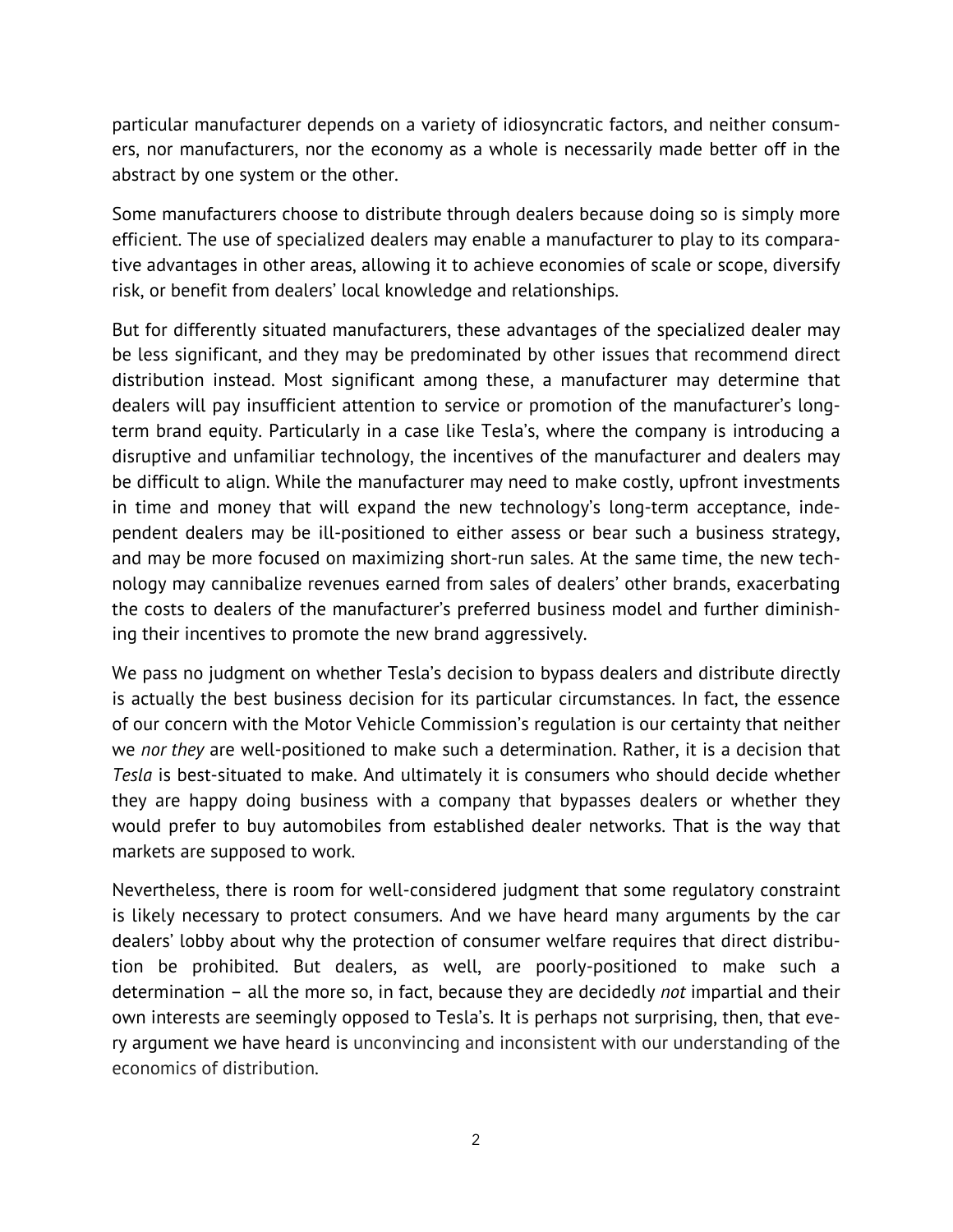particular manufacturer depends on a variety of idiosyncratic factors, and neither consumers, nor manufacturers, nor the economy as a whole is necessarily made better off in the abstract by one system or the other.

Some manufacturers choose to distribute through dealers because doing so is simply more efficient. The use of specialized dealers may enable a manufacturer to play to its comparative advantages in other areas, allowing it to achieve economies of scale or scope, diversify risk, or benefit from dealers' local knowledge and relationships.

But for differently situated manufacturers, these advantages of the specialized dealer may be less significant, and they may be predominated by other issues that recommend direct distribution instead. Most significant among these, a manufacturer may determine that dealers will pay insufficient attention to service or promotion of the manufacturer's long-term brand equity. Particularly in a case like Tesla's, where the company is introducing a disruptive and unfamiliar technology, the incentives of the manufacturer and dealers may be difficult to align. While the manufacturer may need to make costly, upfront investments in time and money that will expand the new technology's long-term acceptance, independent dealers may be ill-positioned to either assess or bear such a business strategy, and may be more focused on maximizing short-run sales. At the same time, the new technology may cannibalize revenues earned from sales of dealers' other brands, exacerbating the costs to dealers of the manufacturer's preferred business model and further diminishing their incentives to promote the new brand aggressively.

We pass no judgment on whether Tesla's decision to bypass dealers and distribute directly is actually the best business decision for its particular circumstances. In fact, the essence of our concern with the Motor Vehicle Commission's regulation is our certainty that neither we *nor they* are well-positioned to make such a determination. Rather, it is a decision that *Tesla* is best-situated to make. And ultimately it is consumers who should decide whether they are happy doing business with a company that bypasses dealers or whether they would prefer to buy automobiles from established dealer networks. That is the way that markets are supposed to work.

Nevertheless, there is room for well-considered judgment that some regulatory constraint is likely necessary to protect consumers. And we have heard many arguments by the car dealers' lobby about why the protection of consumer welfare requires that direct distribution be prohibited. But dealers, as well, are poorly-positioned to make such a determination – all the more so, in fact, because they are decidedly *not* impartial and their own interests are seemingly opposed to Tesla's. It is perhaps not surprising, then, that every argument we have heard is unconvincing and inconsistent with our understanding of the economics of distribution.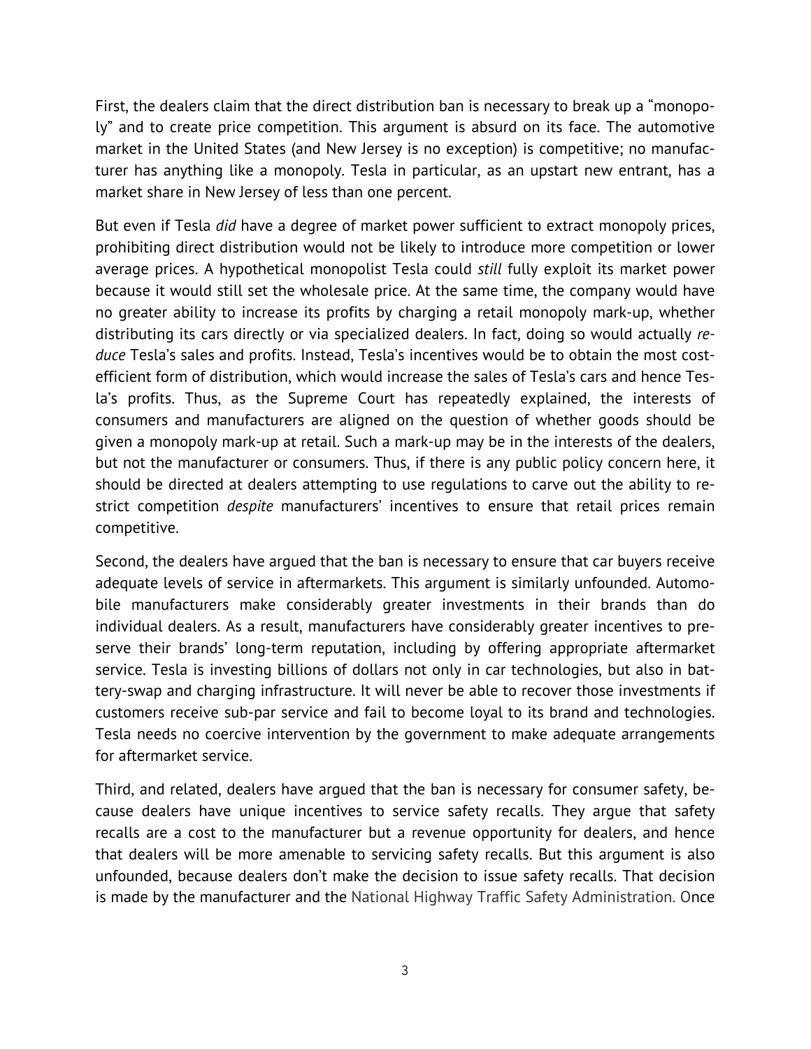First, the dealers claim that the direct distribution ban is necessary to break up a "monopoly" and to create price competition. This argument is absurd on its face. The automotive market in the United States (and New Jersey is no exception) is competitive; no manufacturer has anything like a monopoly. Tesla in particular, as an upstart new entrant, has a market share in New Jersey of less than one percent.

But even if Tesla *did* have a degree of market power sufficient to extract monopoly prices, prohibiting direct distribution would not be likely to introduce more competition or lower average prices. A hypothetical monopolist Tesla could *still* fully exploit its market power because it would still set the wholesale price. At the same time, the company would have no greater ability to increase its profits by charging a retail monopoly mark-up, whether distributing its cars directly or via specialized dealers. In fact, doing so would actually *reduce* Tesla's sales and profits. Instead, Tesla's incentives would be to obtain the most cost-efficient form of distribution, which would increase the sales of Tesla's cars and hence Tesla's profits. Thus, as the Supreme Court has repeatedly explained, the interests of consumers and manufacturers are aligned on the question of whether goods should be given a monopoly mark-up at retail. Such a mark-up may be in the interests of the dealers, but not the manufacturer or consumers. Thus, if there is any public policy concern here, it should be directed at dealers attempting to use regulations to carve out the ability to restrict competition *despite* manufacturers' incentives to ensure that retail prices remain competitive.

Second, the dealers have argued that the ban is necessary to ensure that car buyers receive adequate levels of service in aftermarkets. This argument is similarly unfounded. Automobile manufacturers make considerably greater investments in their brands than do individual dealers. As a result, manufacturers have considerably greater incentives to preserve their brands' long-term reputation, including by offering appropriate aftermarket service. Tesla is investing billions of dollars not only in car technologies, but also in battery-swap and charging infrastructure. It will never be able to recover those investments if customers receive sub-par service and fail to become loyal to its brand and technologies. Tesla needs no coercive intervention by the government to make adequate arrangements for aftermarket service.

Third, and related, dealers have argued that the ban is necessary for consumer safety, because dealers have unique incentives to service safety recalls. They argue that safety recalls are a cost to the manufacturer but a revenue opportunity for dealers, and hence that dealers will be more amenable to servicing safety recalls. But this argument is also unfounded, because dealers don't make the decision to issue safety recalls. That decision is made by the manufacturer and the National Highway Traffic Safety Administration. Once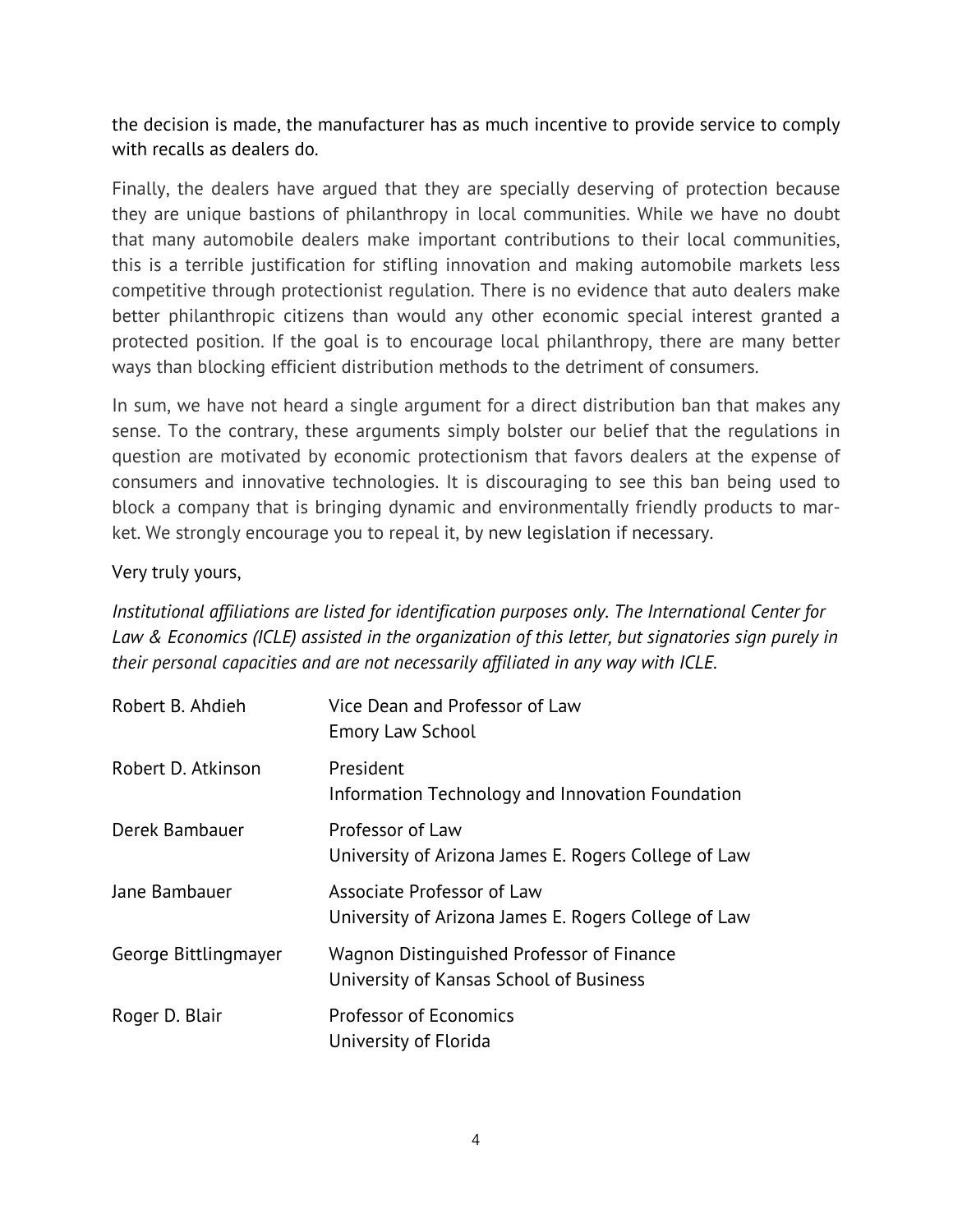the decision is made, the manufacturer has as much incentive to provide service to comply with recalls as dealers do.

Finally, the dealers have argued that they are specially deserving of protection because they are unique bastions of philanthropy in local communities. While we have no doubt that many automobile dealers make important contributions to their local communities, this is a terrible justification for stifling innovation and making automobile markets less competitive through protectionist regulation. There is no evidence that auto dealers make better philanthropic citizens than would any other economic special interest granted a protected position. If the goal is to encourage local philanthropy, there are many better ways than blocking efficient distribution methods to the detriment of consumers.

In sum, we have not heard a single argument for a direct distribution ban that makes any sense. To the contrary, these arguments simply bolster our belief that the regulations in question are motivated by economic protectionism that favors dealers at the expense of consumers and innovative technologies. It is discouraging to see this ban being used to block a company that is bringing dynamic and environmentally friendly products to market. We strongly encourage you to repeal it, by new legislation if necessary.

Very truly yours,

*Institutional affiliations are listed for identification purposes only. The International Center for Law & Economics (ICLE) assisted in the organization of this letter, but signatories sign purely in their personal capacities and are not necessarily affiliated in any way with ICLE.*

| | |
|---|---|
| Robert B. Ahdieh | Vice Dean and Professor of Law<br>Emory Law School |
| Robert D. Atkinson | President<br>Information Technology and Innovation Foundation |
| Derek Bambauer | Professor of Law<br>University of Arizona James E. Rogers College of Law |
| Jane Bambauer | Associate Professor of Law<br>University of Arizona James E. Rogers College of Law |
| George Bittlingmayer | Wagnon Distinguished Professor of Finance<br>University of Kansas School of Business |
| Roger D. Blair | Professor of Economics<br>University of Florida |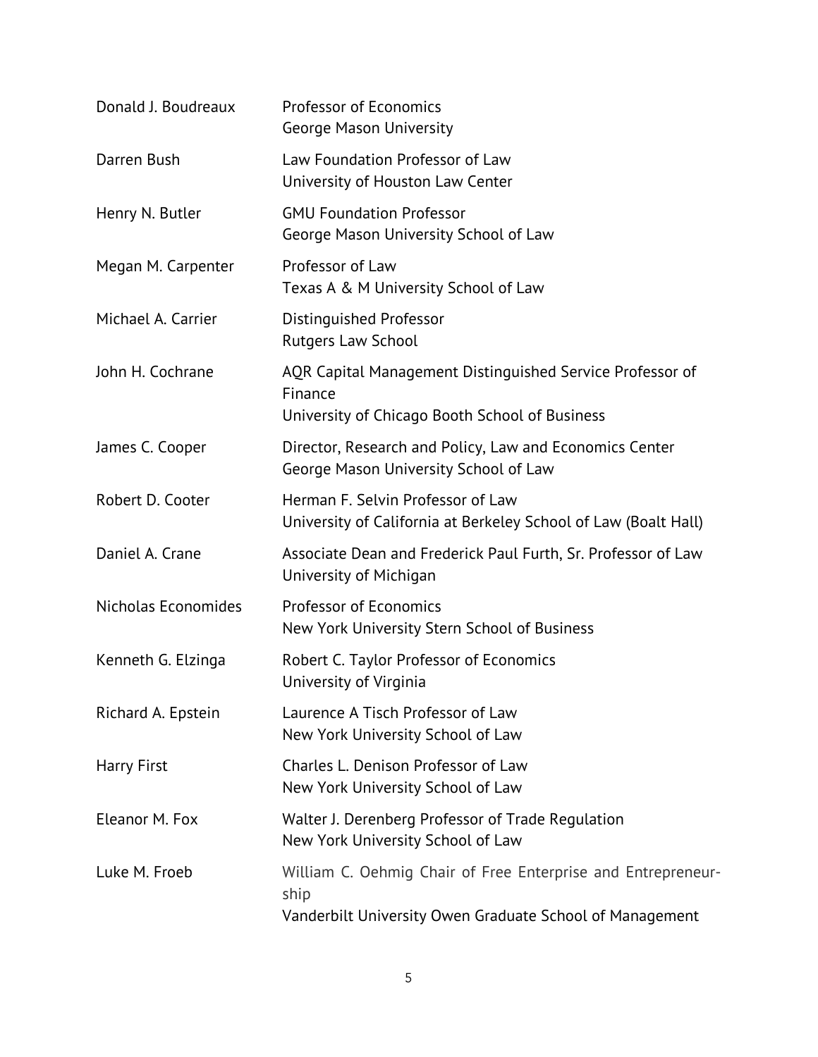| | |
|---|---|
| Donald J. Boudreaux | Professor of Economics<br>George Mason University |
| Darren Bush | Law Foundation Professor of Law<br>University of Houston Law Center |
| Henry N. Butler | GMU Foundation Professor<br>George Mason University School of Law |
| Megan M. Carpenter | Professor of Law<br>Texas A & M University School of Law |
| Michael A. Carrier | Distinguished Professor<br>Rutgers Law School |
| John H. Cochrane | AQR Capital Management Distinguished Service Professor of Finance<br>University of Chicago Booth School of Business |
| James C. Cooper | Director, Research and Policy, Law and Economics Center<br>George Mason University School of Law |
| Robert D. Cooter | Herman F. Selvin Professor of Law<br>University of California at Berkeley School of Law (Boalt Hall) |
| Daniel A. Crane | Associate Dean and Frederick Paul Furth, Sr. Professor of Law<br>University of Michigan |
| Nicholas Economides | Professor of Economics<br>New York University Stern School of Business |
| Kenneth G. Elzinga | Robert C. Taylor Professor of Economics<br>University of Virginia |
| Richard A. Epstein | Laurence A Tisch Professor of Law<br>New York University School of Law |
| Harry First | Charles L. Denison Professor of Law<br>New York University School of Law |
| Eleanor M. Fox | Walter J. Derenberg Professor of Trade Regulation<br>New York University School of Law |
| Luke M. Froeb | William C. Oehmig Chair of Free Enterprise and Entrepreneurship<br>Vanderbilt University Owen Graduate School of Management |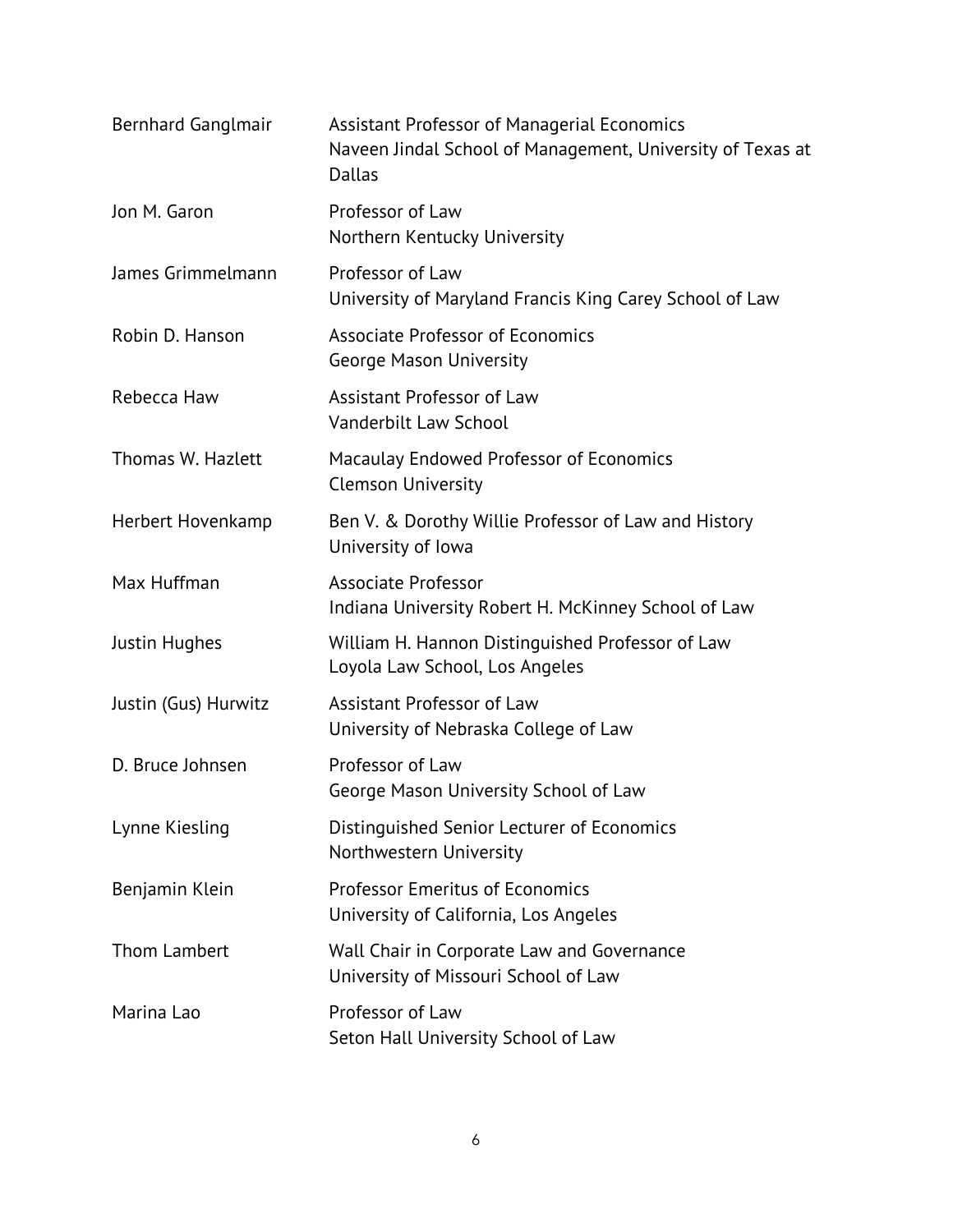| | |
|---|---|
| Bernhard Ganglmair | Assistant Professor of Managerial Economics<br>Naveen Jindal School of Management, University of Texas at Dallas |
| Jon M. Garon | Professor of Law<br>Northern Kentucky University |
| James Grimmelmann | Professor of Law<br>University of Maryland Francis King Carey School of Law |
| Robin D. Hanson | Associate Professor of Economics<br>George Mason University |
| Rebecca Haw | Assistant Professor of Law<br>Vanderbilt Law School |
| Thomas W. Hazlett | Macaulay Endowed Professor of Economics<br>Clemson University |
| Herbert Hovenkamp | Ben V. & Dorothy Willie Professor of Law and History<br>University of Iowa |
| Max Huffman | Associate Professor<br>Indiana University Robert H. McKinney School of Law |
| Justin Hughes | William H. Hannon Distinguished Professor of Law<br>Loyola Law School, Los Angeles |
| Justin (Gus) Hurwitz | Assistant Professor of Law<br>University of Nebraska College of Law |
| D. Bruce Johnsen | Professor of Law<br>George Mason University School of Law |
| Lynne Kiesling | Distinguished Senior Lecturer of Economics<br>Northwestern University |
| Benjamin Klein | Professor Emeritus of Economics<br>University of California, Los Angeles |
| Thom Lambert | Wall Chair in Corporate Law and Governance<br>University of Missouri School of Law |
| Marina Lao | Professor of Law<br>Seton Hall University School of Law |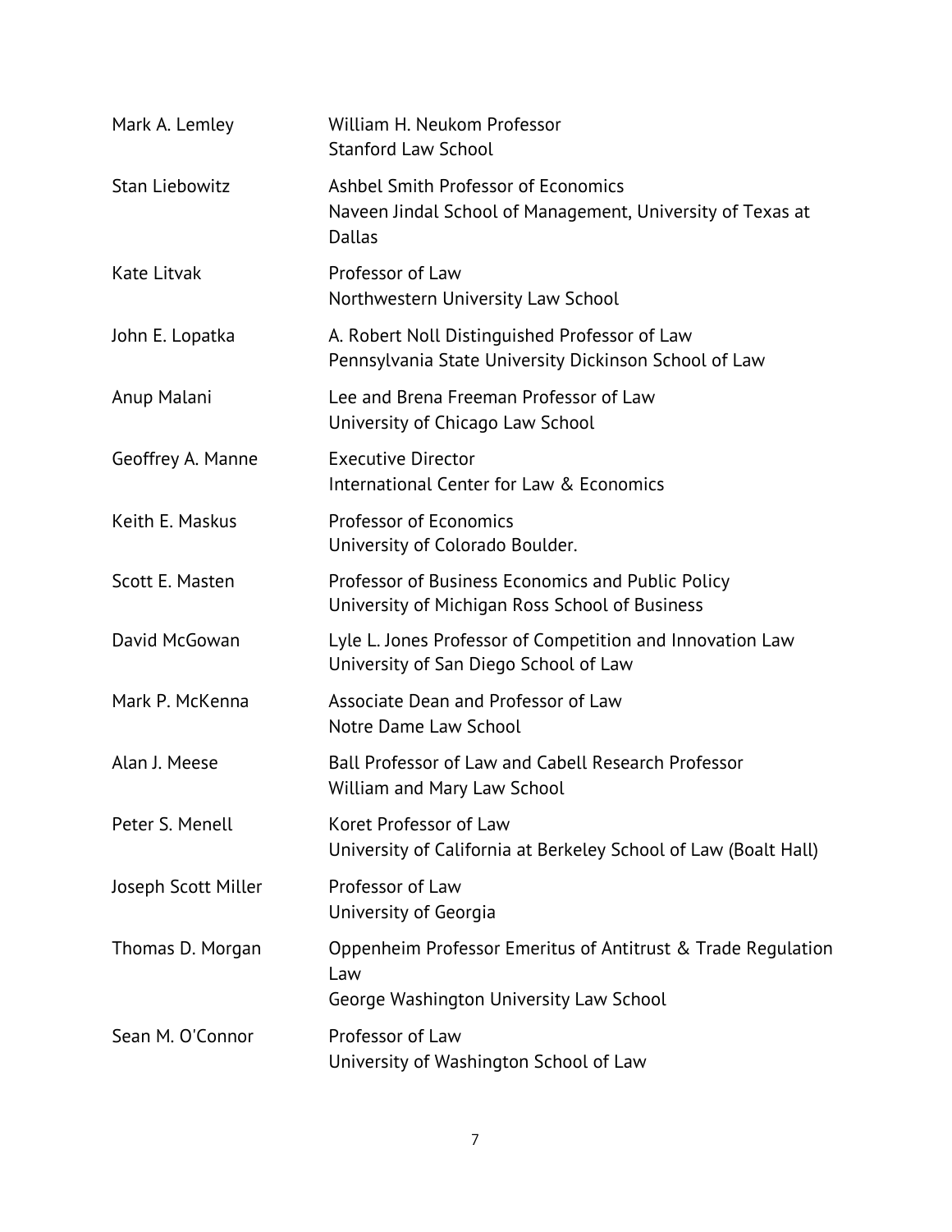| | |
|---|---|
| Mark A. Lemley | William H. Neukom Professor<br>Stanford Law School |
| Stan Liebowitz | Ashbel Smith Professor of Economics<br>Naveen Jindal School of Management, University of Texas at Dallas |
| Kate Litvak | Professor of Law<br>Northwestern University Law School |
| John E. Lopatka | A. Robert Noll Distinguished Professor of Law<br>Pennsylvania State University Dickinson School of Law |
| Anup Malani | Lee and Brena Freeman Professor of Law<br>University of Chicago Law School |
| Geoffrey A. Manne | Executive Director<br>International Center for Law & Economics |
| Keith E. Maskus | Professor of Economics<br>University of Colorado Boulder. |
| Scott E. Masten | Professor of Business Economics and Public Policy<br>University of Michigan Ross School of Business |
| David McGowan | Lyle L. Jones Professor of Competition and Innovation Law<br>University of San Diego School of Law |
| Mark P. McKenna | Associate Dean and Professor of Law<br>Notre Dame Law School |
| Alan J. Meese | Ball Professor of Law and Cabell Research Professor<br>William and Mary Law School |
| Peter S. Menell | Koret Professor of Law<br>University of California at Berkeley School of Law (Boalt Hall) |
| Joseph Scott Miller | Professor of Law<br>University of Georgia |
| Thomas D. Morgan | Oppenheim Professor Emeritus of Antitrust & Trade Regulation Law<br>George Washington University Law School |
| Sean M. O'Connor | Professor of Law<br>University of Washington School of Law |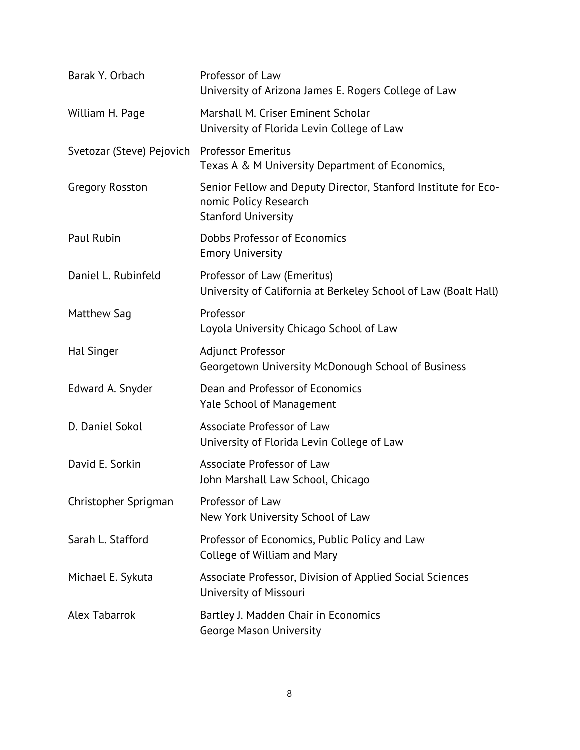| | |
|---|---|
| Barak Y. Orbach | Professor of Law<br>University of Arizona James E. Rogers College of Law |
| William H. Page | Marshall M. Criser Eminent Scholar<br>University of Florida Levin College of Law |
| Svetozar (Steve) Pejovich | Professor Emeritus<br>Texas A & M University Department of Economics, |
| Gregory Rosston | Senior Fellow and Deputy Director, Stanford Institute for Economic Policy Research<br>Stanford University |
| Paul Rubin | Dobbs Professor of Economics<br>Emory University |
| Daniel L. Rubinfeld | Professor of Law (Emeritus)<br>University of California at Berkeley School of Law (Boalt Hall) |
| Matthew Sag | Professor<br>Loyola University Chicago School of Law |
| Hal Singer | Adjunct Professor<br>Georgetown University McDonough School of Business |
| Edward A. Snyder | Dean and Professor of Economics<br>Yale School of Management |
| D. Daniel Sokol | Associate Professor of Law<br>University of Florida Levin College of Law |
| David E. Sorkin | Associate Professor of Law<br>John Marshall Law School, Chicago |
| Christopher Sprigman | Professor of Law<br>New York University School of Law |
| Sarah L. Stafford | Professor of Economics, Public Policy and Law<br>College of William and Mary |
| Michael E. Sykuta | Associate Professor, Division of Applied Social Sciences<br>University of Missouri |
| Alex Tabarrok | Bartley J. Madden Chair in Economics<br>George Mason University |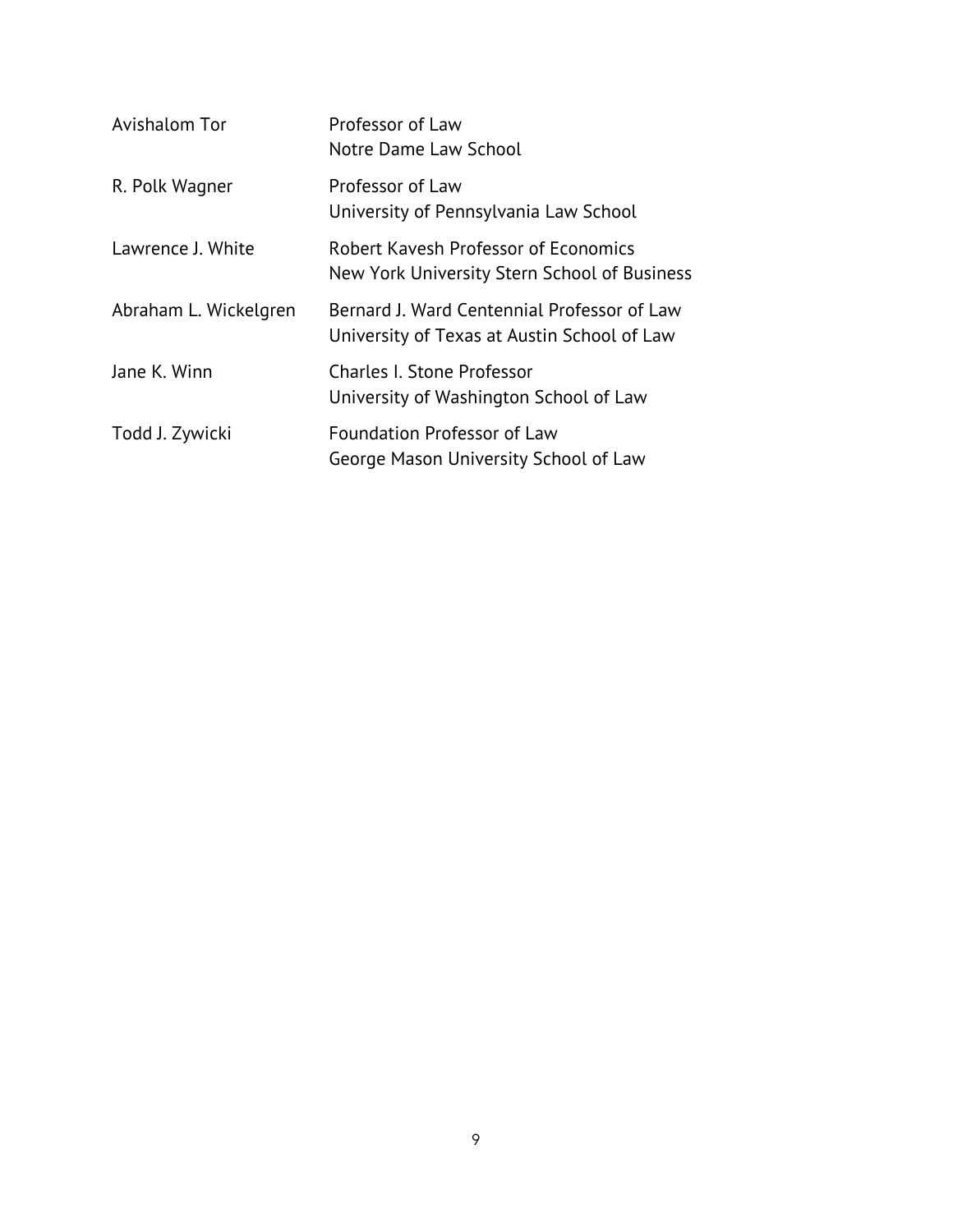| | |
|---|---|
| Avishalom Tor | Professor of Law<br>Notre Dame Law School |
| R. Polk Wagner | Professor of Law<br>University of Pennsylvania Law School |
| Lawrence J. White | Robert Kavesh Professor of Economics<br>New York University Stern School of Business |
| Abraham L. Wickelgren | Bernard J. Ward Centennial Professor of Law<br>University of Texas at Austin School of Law |
| Jane K. Winn | Charles I. Stone Professor<br>University of Washington School of Law |
| Todd J. Zywicki | Foundation Professor of Law<br>George Mason University School of Law |